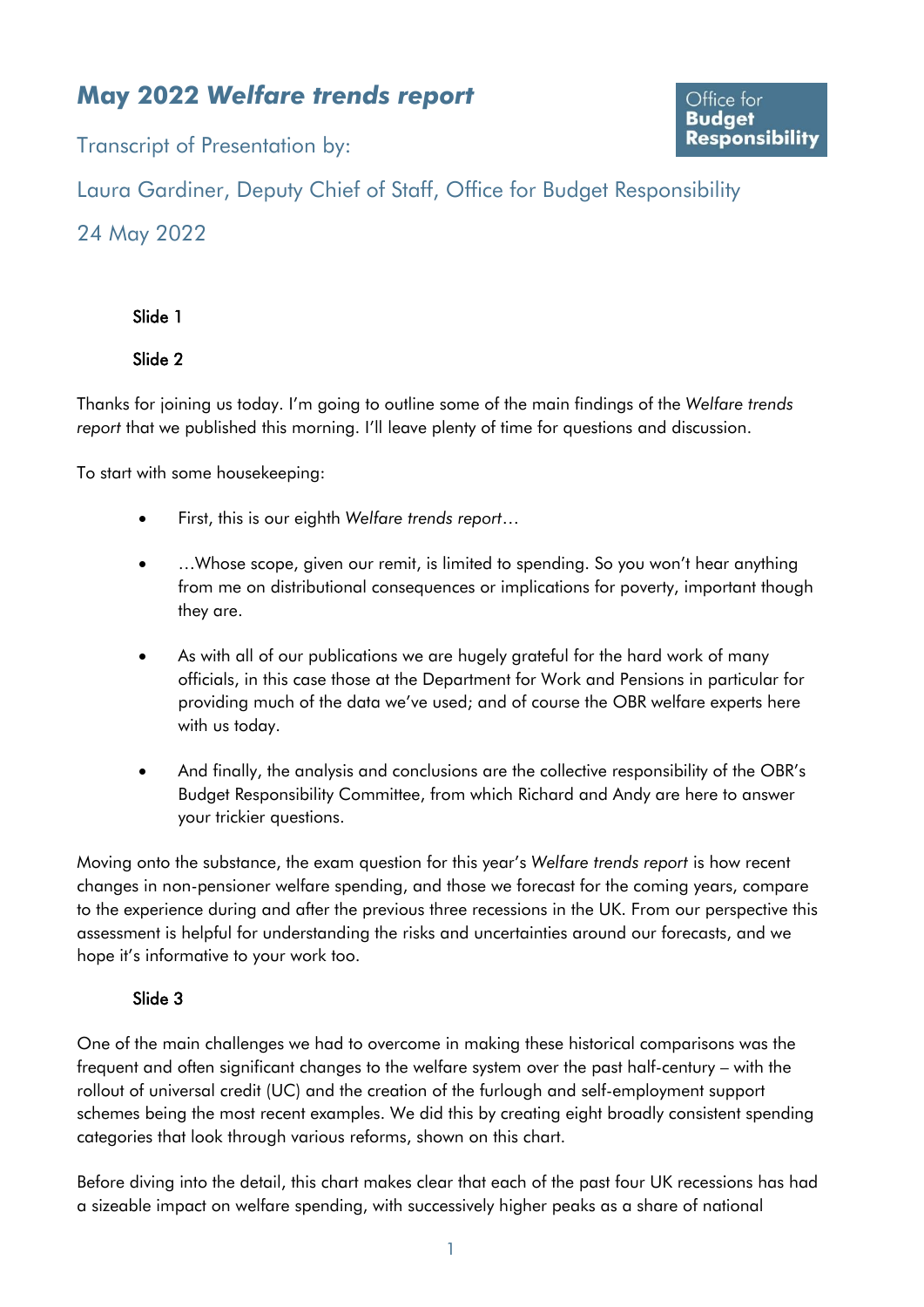# May 2022 *Welfare trends report*

Office for **Budget Responsibility**

Transcript of Presentation by:

Laura Gardiner, Deputy Chief of Staff, Office for Budget Responsibility

24 May 2022

Slide 1

Slide 2

Thanks for joining us today. I'm going to outline some of the main findings of the *Welfare trends report* that we published this morning. I'll leave plenty of time for questions and discussion.

To start with some housekeeping:

- First, this is our eighth *Welfare trends report*…
- …Whose scope, given our remit, is limited to spending. So you won't hear anything from me on distributional consequences or implications for poverty, important though they are.
- As with all of our publications we are hugely grateful for the hard work of many officials, in this case those at the Department for Work and Pensions in particular for providing much of the data we've used; and of course the OBR welfare experts here with us today.
- And finally, the analysis and conclusions are the collective responsibility of the OBR's Budget Responsibility Committee, from which Richard and Andy are here to answer your trickier questions.

Moving onto the substance, the exam question for this year's *Welfare trends report* is how recent changes in non-pensioner welfare spending, and those we forecast for the coming years, compare to the experience during and after the previous three recessions in the UK. From our perspective this assessment is helpful for understanding the risks and uncertainties around our forecasts, and we hope it's informative to your work too.

Slide 3

One of the main challenges we had to overcome in making these historical comparisons was the frequent and often significant changes to the welfare system over the past half-century – with the rollout of universal credit (UC) and the creation of the furlough and self-employment support schemes being the most recent examples. We did this by creating eight broadly consistent spending categories that look through various reforms, shown on this chart.

Before diving into the detail, this chart makes clear that each of the past four UK recessions has had a sizeable impact on welfare spending, with successively higher peaks as a share of national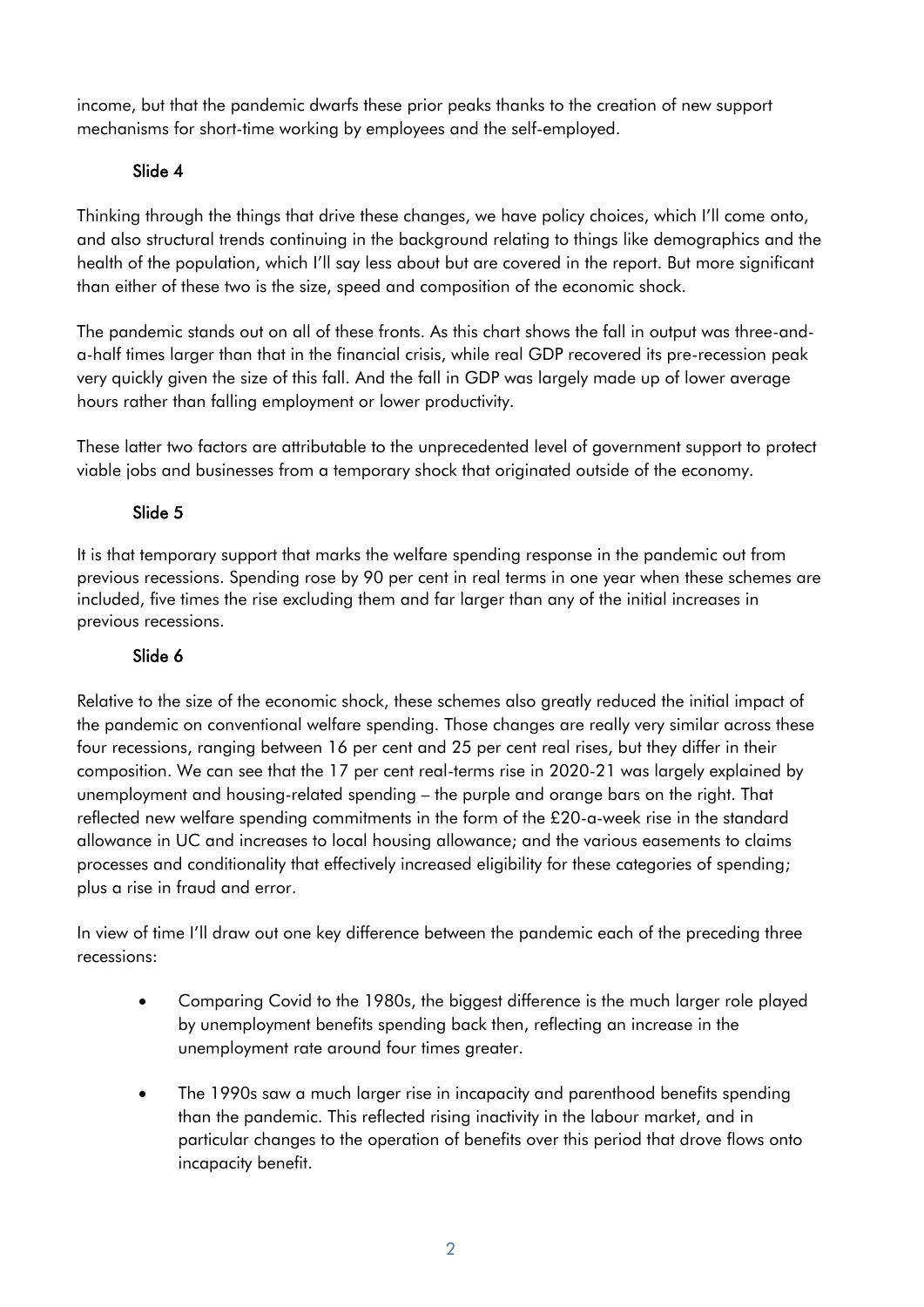income, but that the pandemic dwarfs these prior peaks thanks to the creation of new support mechanisms for short-time working by employees and the self-employed.

### Slide 4

Thinking through the things that drive these changes, we have policy choices, which I'll come onto, and also structural trends continuing in the background relating to things like demographics and the health of the population, which I'll say less about but are covered in the report. But more significant than either of these two is the size, speed and composition of the economic shock.

The pandemic stands out on all of these fronts. As this chart shows the fall in output was three-and-a-half times larger than that in the financial crisis, while real GDP recovered its pre-recession peak very quickly given the size of this fall. And the fall in GDP was largely made up of lower average hours rather than falling employment or lower productivity.

These latter two factors are attributable to the unprecedented level of government support to protect viable jobs and businesses from a temporary shock that originated outside of the economy.

### Slide 5

It is that temporary support that marks the welfare spending response in the pandemic out from previous recessions. Spending rose by 90 per cent in real terms in one year when these schemes are included, five times the rise excluding them and far larger than any of the initial increases in previous recessions.

### Slide 6

Relative to the size of the economic shock, these schemes also greatly reduced the initial impact of the pandemic on conventional welfare spending. Those changes are really very similar across these four recessions, ranging between 16 per cent and 25 per cent real rises, but they differ in their composition. We can see that the 17 per cent real-terms rise in 2020-21 was largely explained by unemployment and housing-related spending – the purple and orange bars on the right. That reflected new welfare spending commitments in the form of the £20-a-week rise in the standard allowance in UC and increases to local housing allowance; and the various easements to claims processes and conditionality that effectively increased eligibility for these categories of spending; plus a rise in fraud and error.

In view of time I'll draw out one key difference between the pandemic each of the preceding three recessions:

- Comparing Covid to the 1980s, the biggest difference is the much larger role played by unemployment benefits spending back then, reflecting an increase in the unemployment rate around four times greater.
- The 1990s saw a much larger rise in incapacity and parenthood benefits spending than the pandemic. This reflected rising inactivity in the labour market, and in particular changes to the operation of benefits over this period that drove flows onto incapacity benefit.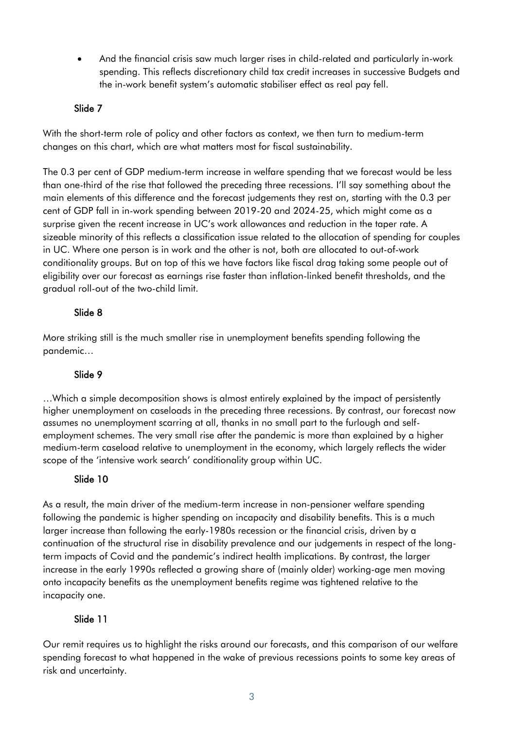- And the financial crisis saw much larger rises in child-related and particularly in-work spending. This reflects discretionary child tax credit increases in successive Budgets and the in-work benefit system's automatic stabiliser effect as real pay fell.

### Slide 7

With the short-term role of policy and other factors as context, we then turn to medium-term changes on this chart, which are what matters most for fiscal sustainability.

The 0.3 per cent of GDP medium-term increase in welfare spending that we forecast would be less than one-third of the rise that followed the preceding three recessions. I'll say something about the main elements of this difference and the forecast judgements they rest on, starting with the 0.3 per cent of GDP fall in in-work spending between 2019-20 and 2024-25, which might come as a surprise given the recent increase in UC's work allowances and reduction in the taper rate. A sizeable minority of this reflects a classification issue related to the allocation of spending for couples in UC. Where one person is in work and the other is not, both are allocated to out-of-work conditionality groups. But on top of this we have factors like fiscal drag taking some people out of eligibility over our forecast as earnings rise faster than inflation-linked benefit thresholds, and the gradual roll-out of the two-child limit.

### Slide 8

More striking still is the much smaller rise in unemployment benefits spending following the pandemic…

### Slide 9

…Which a simple decomposition shows is almost entirely explained by the impact of persistently higher unemployment on caseloads in the preceding three recessions. By contrast, our forecast now assumes no unemployment scarring at all, thanks in no small part to the furlough and self-employment schemes. The very small rise after the pandemic is more than explained by a higher medium-term caseload relative to unemployment in the economy, which largely reflects the wider scope of the 'intensive work search' conditionality group within UC.

### Slide 10

As a result, the main driver of the medium-term increase in non-pensioner welfare spending following the pandemic is higher spending on incapacity and disability benefits. This is a much larger increase than following the early-1980s recession or the financial crisis, driven by a continuation of the structural rise in disability prevalence and our judgements in respect of the long-term impacts of Covid and the pandemic's indirect health implications. By contrast, the larger increase in the early 1990s reflected a growing share of (mainly older) working-age men moving onto incapacity benefits as the unemployment benefits regime was tightened relative to the incapacity one.

### Slide 11

Our remit requires us to highlight the risks around our forecasts, and this comparison of our welfare spending forecast to what happened in the wake of previous recessions points to some key areas of risk and uncertainty.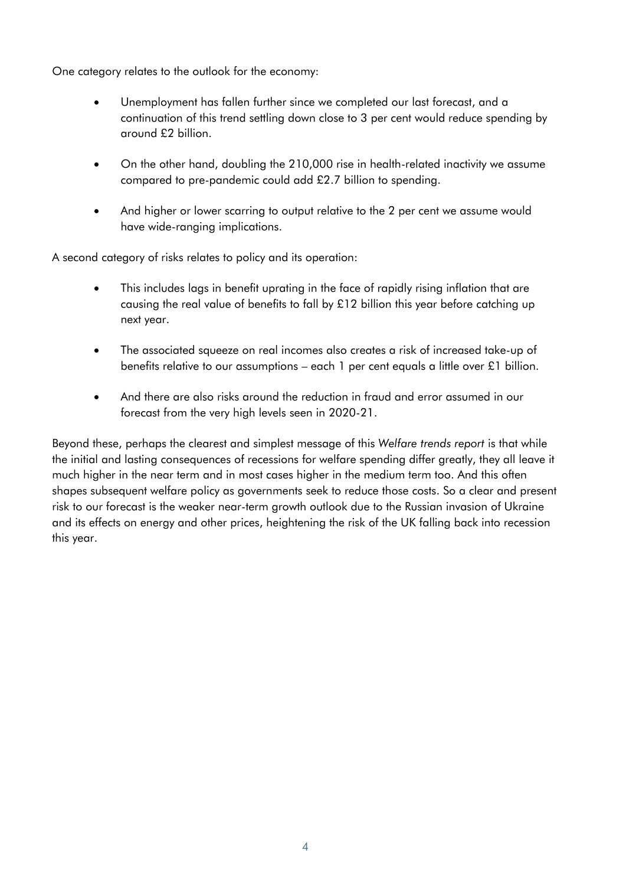One category relates to the outlook for the economy:

- Unemployment has fallen further since we completed our last forecast, and a continuation of this trend settling down close to 3 per cent would reduce spending by around £2 billion.
- On the other hand, doubling the 210,000 rise in health-related inactivity we assume compared to pre-pandemic could add £2.7 billion to spending.
- And higher or lower scarring to output relative to the 2 per cent we assume would have wide-ranging implications.

A second category of risks relates to policy and its operation:

- This includes lags in benefit uprating in the face of rapidly rising inflation that are causing the real value of benefits to fall by £12 billion this year before catching up next year.
- The associated squeeze on real incomes also creates a risk of increased take-up of benefits relative to our assumptions – each 1 per cent equals a little over £1 billion.
- And there are also risks around the reduction in fraud and error assumed in our forecast from the very high levels seen in 2020-21.

Beyond these, perhaps the clearest and simplest message of this *Welfare trends report* is that while the initial and lasting consequences of recessions for welfare spending differ greatly, they all leave it much higher in the near term and in most cases higher in the medium term too. And this often shapes subsequent welfare policy as governments seek to reduce those costs. So a clear and present risk to our forecast is the weaker near-term growth outlook due to the Russian invasion of Ukraine and its effects on energy and other prices, heightening the risk of the UK falling back into recession this year.